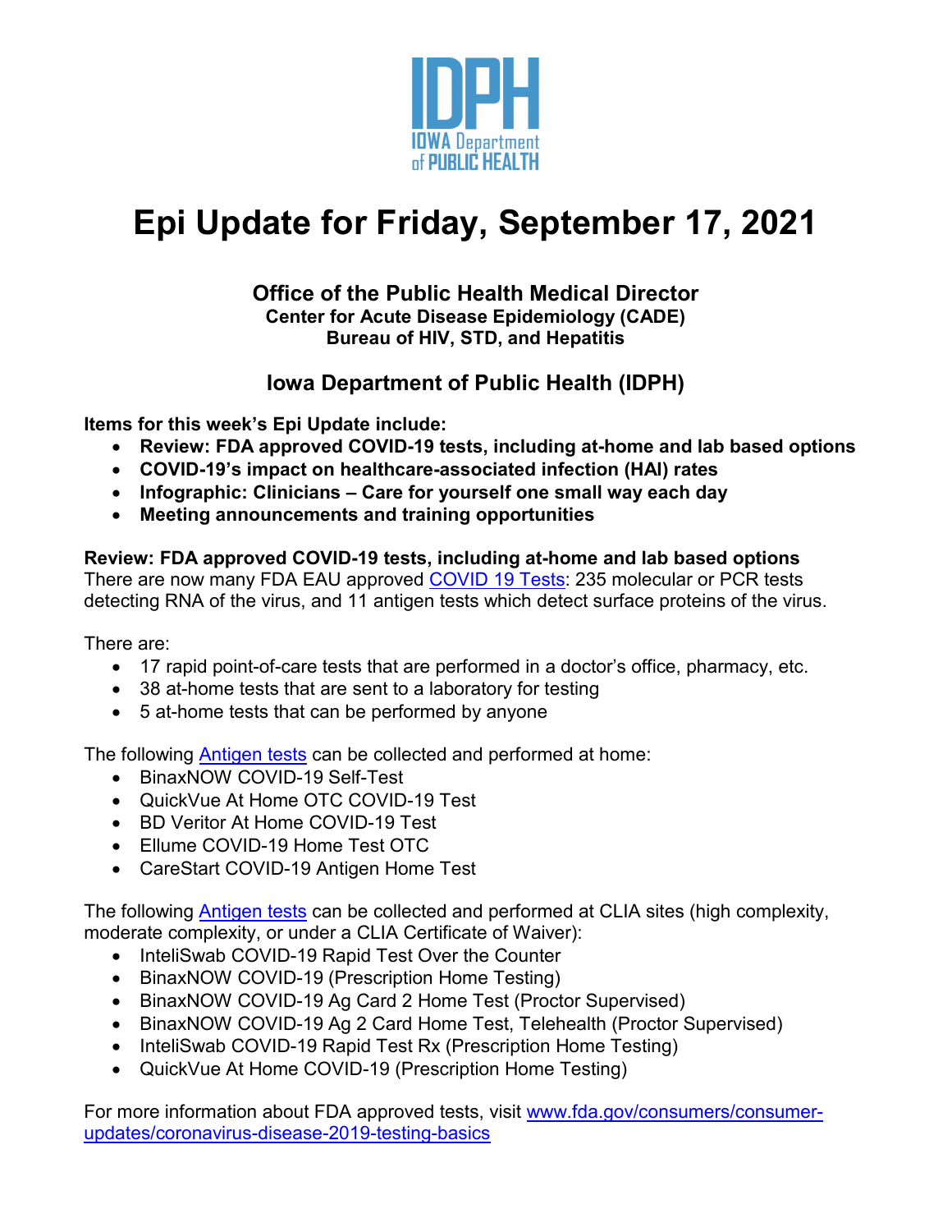# Epi Update for Friday, September 17, 2021

**Office of the Public Health Medical Director**
**Center for Acute Disease Epidemiology (CADE)**
**Bureau of HIV, STD, and Hepatitis**

**Iowa Department of Public Health (IDPH)**

**Items for this week's Epi Update include:**

- **Review: FDA approved COVID-19 tests, including at-home and lab based options**
- **COVID-19's impact on healthcare-associated infection (HAI) rates**
- **Infographic: Clinicians – Care for yourself one small way each day**
- **Meeting announcements and training opportunities**

## Review: FDA approved COVID-19 tests, including at-home and lab based options

There are now many FDA EAU approved COVID 19 Tests: 235 molecular or PCR tests detecting RNA of the virus, and 11 antigen tests which detect surface proteins of the virus.

There are:

- 17 rapid point-of-care tests that are performed in a doctor's office, pharmacy, etc.
- 38 at-home tests that are sent to a laboratory for testing
- 5 at-home tests that can be performed by anyone

The following Antigen tests can be collected and performed at home:

- BinaxNOW COVID-19 Self-Test
- QuickVue At Home OTC COVID-19 Test
- BD Veritor At Home COVID-19 Test
- Ellume COVID-19 Home Test OTC
- CareStart COVID-19 Antigen Home Test

The following Antigen tests can be collected and performed at CLIA sites (high complexity, moderate complexity, or under a CLIA Certificate of Waiver):

- InteliSwab COVID-19 Rapid Test Over the Counter
- BinaxNOW COVID-19 (Prescription Home Testing)
- BinaxNOW COVID-19 Ag Card 2 Home Test (Proctor Supervised)
- BinaxNOW COVID-19 Ag 2 Card Home Test, Telehealth (Proctor Supervised)
- InteliSwab COVID-19 Rapid Test Rx (Prescription Home Testing)
- QuickVue At Home COVID-19 (Prescription Home Testing)

For more information about FDA approved tests, visit www.fda.gov/consumers/consumer-updates/coronavirus-disease-2019-testing-basics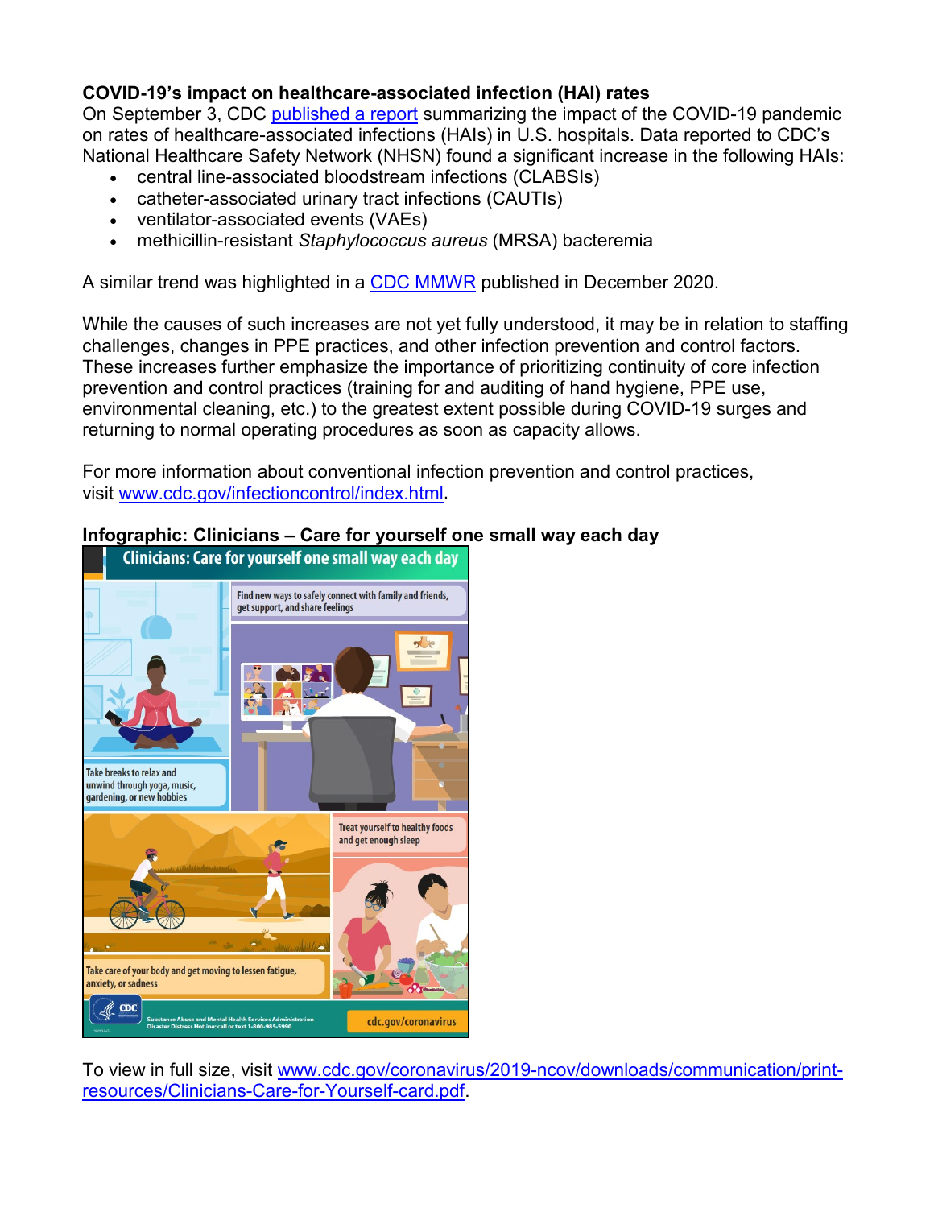**COVID-19's impact on healthcare-associated infection (HAI) rates**

On September 3, CDC [published a report](#) summarizing the impact of the COVID-19 pandemic on rates of healthcare-associated infections (HAIs) in U.S. hospitals. Data reported to CDC's National Healthcare Safety Network (NHSN) found a significant increase in the following HAIs:

- central line-associated bloodstream infections (CLABSIs)
- catheter-associated urinary tract infections (CAUTIs)
- ventilator-associated events (VAEs)
- methicillin-resistant *Staphylococcus aureus* (MRSA) bacteremia

A similar trend was highlighted in a [CDC MMWR](#) published in December 2020.

While the causes of such increases are not yet fully understood, it may be in relation to staffing challenges, changes in PPE practices, and other infection prevention and control factors. These increases further emphasize the importance of prioritizing continuity of core infection prevention and control practices (training for and auditing of hand hygiene, PPE use, environmental cleaning, etc.) to the greatest extent possible during COVID-19 surges and returning to normal operating procedures as soon as capacity allows.

For more information about conventional infection prevention and control practices, visit [www.cdc.gov/infectioncontrol/index.html](http://www.cdc.gov/infectioncontrol/index.html).

**Infographic: Clinicians – Care for yourself one small way each day**

To view in full size, visit [www.cdc.gov/coronavirus/2019-ncov/downloads/communication/print-resources/Clinicians-Care-for-Yourself-card.pdf](http://www.cdc.gov/coronavirus/2019-ncov/downloads/communication/print-resources/Clinicians-Care-for-Yourself-card.pdf).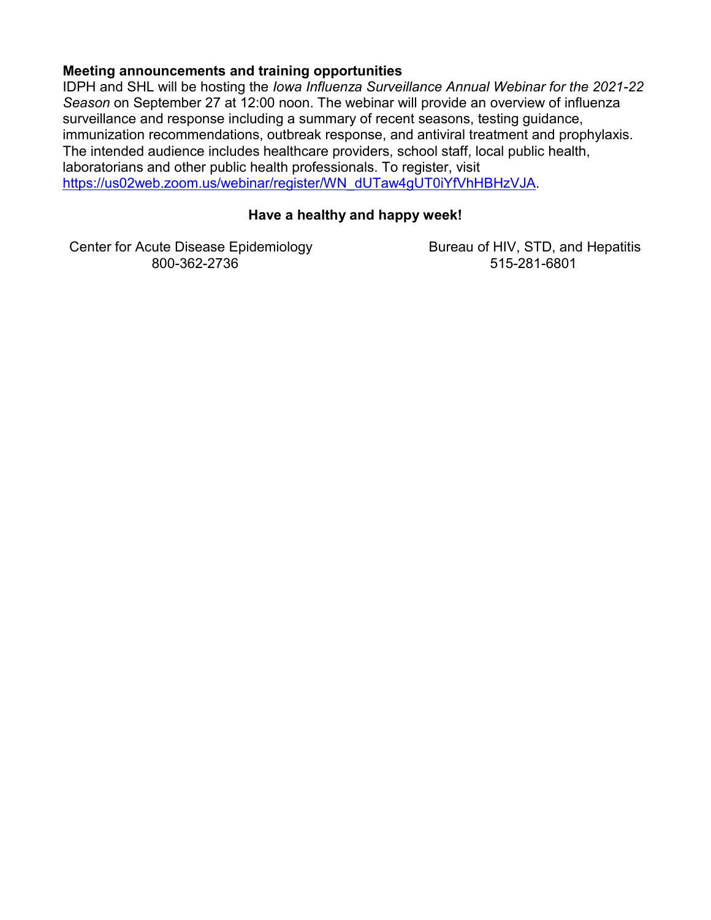### Meeting announcements and training opportunities

IDPH and SHL will be hosting the *Iowa Influenza Surveillance Annual Webinar for the 2021-22 Season* on September 27 at 12:00 noon. The webinar will provide an overview of influenza surveillance and response including a summary of recent seasons, testing guidance, immunization recommendations, outbreak response, and antiviral treatment and prophylaxis. The intended audience includes healthcare providers, school staff, local public health, laboratorians and other public health professionals. To register, visit https://us02web.zoom.us/webinar/register/WN_dUTaw4gUT0iYfVhHBHzVJA.

**Have a healthy and happy week!**

Center for Acute Disease Epidemiology
800-362-2736

Bureau of HIV, STD, and Hepatitis
515-281-6801